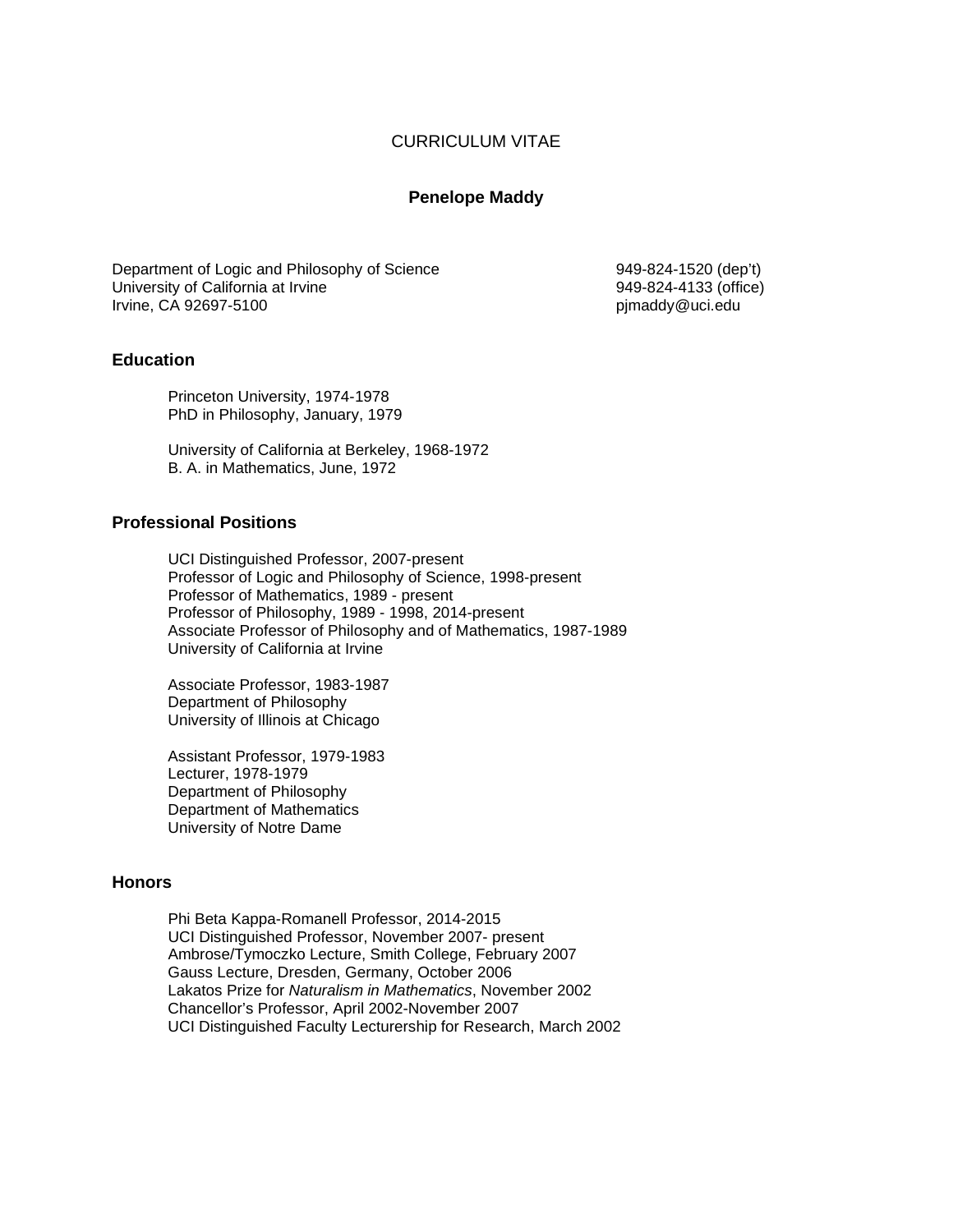# CURRICULUM VITAE

## Penelope Maddy

Department of Logic and Philosophy of Science
University of California at Irvine
Irvine, CA 92697-5100

949-824-1520 (dep't)
949-824-4133 (office)
pjmaddy@uci.edu

### Education

Princeton University, 1974-1978
PhD in Philosophy, January, 1979

University of California at Berkeley, 1968-1972
B. A. in Mathematics, June, 1972

### Professional Positions

UCI Distinguished Professor, 2007-present
Professor of Logic and Philosophy of Science, 1998-present
Professor of Mathematics, 1989 - present
Professor of Philosophy, 1989 - 1998, 2014-present
Associate Professor of Philosophy and of Mathematics, 1987-1989
University of California at Irvine

Associate Professor, 1983-1987
Department of Philosophy
University of Illinois at Chicago

Assistant Professor, 1979-1983
Lecturer, 1978-1979
Department of Philosophy
Department of Mathematics
University of Notre Dame

### Honors

Phi Beta Kappa-Romanell Professor, 2014-2015
UCI Distinguished Professor, November 2007- present
Ambrose/Tymoczko Lecture, Smith College, February 2007
Gauss Lecture, Dresden, Germany, October 2006
Lakatos Prize for *Naturalism in Mathematics*, November 2002
Chancellor's Professor, April 2002-November 2007
UCI Distinguished Faculty Lecturership for Research, March 2002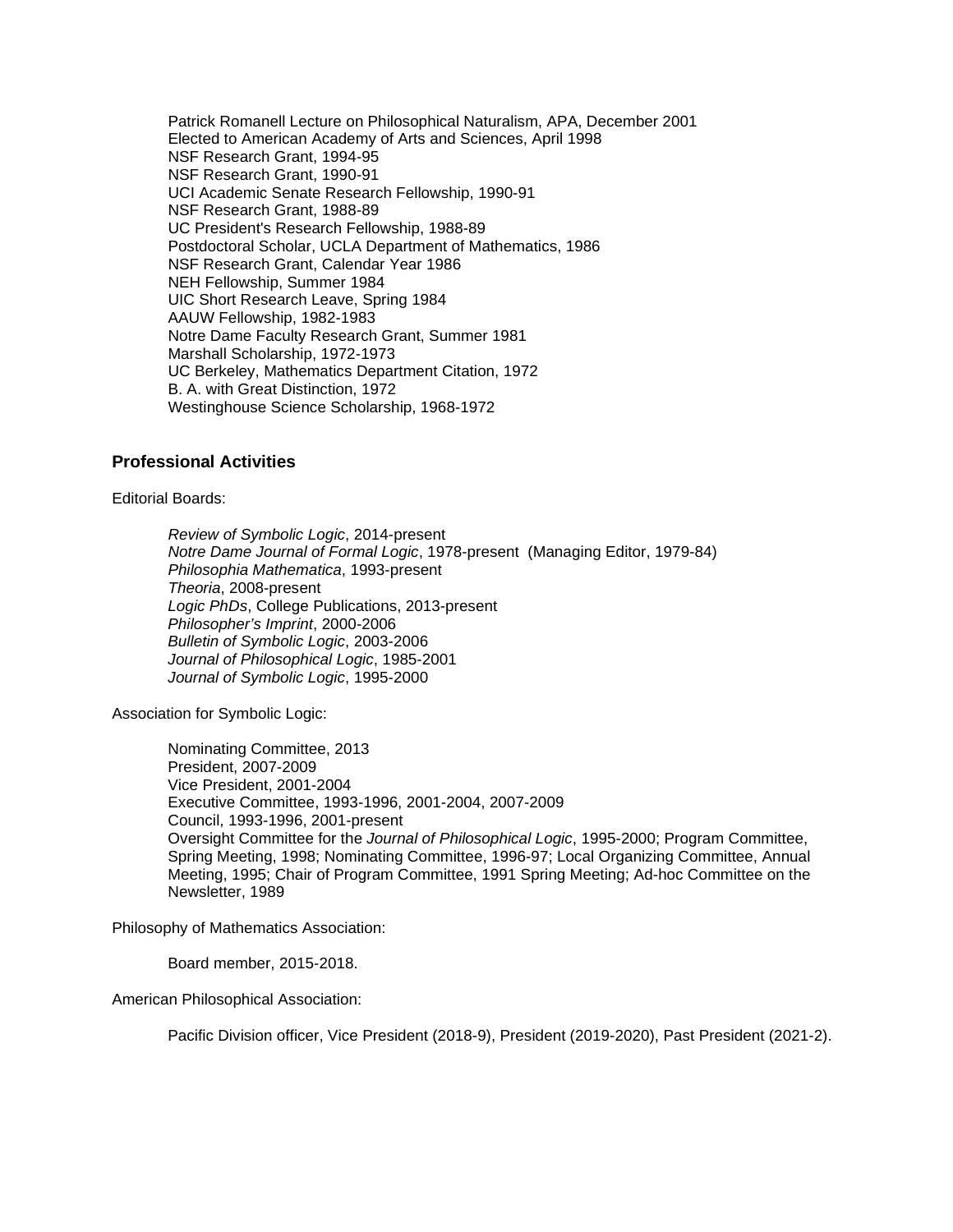Patrick Romanell Lecture on Philosophical Naturalism, APA, December 2001
Elected to American Academy of Arts and Sciences, April 1998
NSF Research Grant, 1994-95
NSF Research Grant, 1990-91
UCI Academic Senate Research Fellowship, 1990-91
NSF Research Grant, 1988-89
UC President's Research Fellowship, 1988-89
Postdoctoral Scholar, UCLA Department of Mathematics, 1986
NSF Research Grant, Calendar Year 1986
NEH Fellowship, Summer 1984
UIC Short Research Leave, Spring 1984
AAUW Fellowship, 1982-1983
Notre Dame Faculty Research Grant, Summer 1981
Marshall Scholarship, 1972-1973
UC Berkeley, Mathematics Department Citation, 1972
B. A. with Great Distinction, 1972
Westinghouse Science Scholarship, 1968-1972

## Professional Activities

Editorial Boards:

*Review of Symbolic Logic*, 2014-present
*Notre Dame Journal of Formal Logic*, 1978-present (Managing Editor, 1979-84)
*Philosophia Mathematica*, 1993-present
*Theoria*, 2008-present
*Logic PhDs*, College Publications, 2013-present
*Philosopher's Imprint*, 2000-2006
*Bulletin of Symbolic Logic*, 2003-2006
*Journal of Philosophical Logic*, 1985-2001
*Journal of Symbolic Logic*, 1995-2000

Association for Symbolic Logic:

Nominating Committee, 2013
President, 2007-2009
Vice President, 2001-2004
Executive Committee, 1993-1996, 2001-2004, 2007-2009
Council, 1993-1996, 2001-present
Oversight Committee for the *Journal of Philosophical Logic*, 1995-2000; Program Committee, Spring Meeting, 1998; Nominating Committee, 1996-97; Local Organizing Committee, Annual Meeting, 1995; Chair of Program Committee, 1991 Spring Meeting; Ad-hoc Committee on the Newsletter, 1989

Philosophy of Mathematics Association:

Board member, 2015-2018.

American Philosophical Association:

Pacific Division officer, Vice President (2018-9), President (2019-2020), Past President (2021-2).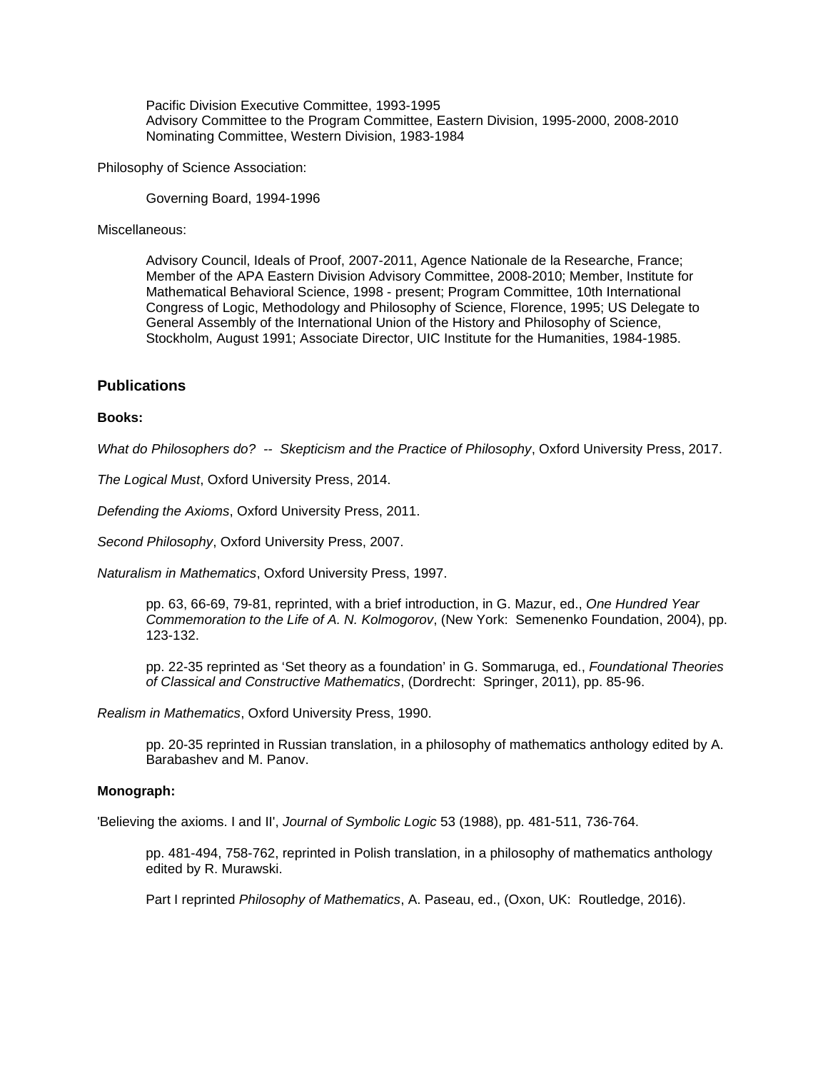Pacific Division Executive Committee, 1993-1995
Advisory Committee to the Program Committee, Eastern Division, 1995-2000, 2008-2010
Nominating Committee, Western Division, 1983-1984

Philosophy of Science Association:

Governing Board, 1994-1996

Miscellaneous:

Advisory Council, Ideals of Proof, 2007-2011, Agence Nationale de la Researche, France; Member of the APA Eastern Division Advisory Committee, 2008-2010; Member, Institute for Mathematical Behavioral Science, 1998 - present; Program Committee, 10th International Congress of Logic, Methodology and Philosophy of Science, Florence, 1995; US Delegate to General Assembly of the International Union of the History and Philosophy of Science, Stockholm, August 1991; Associate Director, UIC Institute for the Humanities, 1984-1985.

## Publications

**Books:**

*What do Philosophers do? -- Skepticism and the Practice of Philosophy*, Oxford University Press, 2017.

*The Logical Must*, Oxford University Press, 2014.

*Defending the Axioms*, Oxford University Press, 2011.

*Second Philosophy*, Oxford University Press, 2007.

*Naturalism in Mathematics*, Oxford University Press, 1997.

> pp. 63, 66-69, 79-81, reprinted, with a brief introduction, in G. Mazur, ed., *One Hundred Year Commemoration to the Life of A. N. Kolmogorov*, (New York: Semenenko Foundation, 2004), pp. 123-132.
>
> pp. 22-35 reprinted as 'Set theory as a foundation' in G. Sommaruga, ed., *Foundational Theories of Classical and Constructive Mathematics*, (Dordrecht: Springer, 2011), pp. 85-96.

*Realism in Mathematics*, Oxford University Press, 1990.

> pp. 20-35 reprinted in Russian translation, in a philosophy of mathematics anthology edited by A. Barabashev and M. Panov.

**Monograph:**

'Believing the axioms. I and II', *Journal of Symbolic Logic* 53 (1988), pp. 481-511, 736-764.

> pp. 481-494, 758-762, reprinted in Polish translation, in a philosophy of mathematics anthology edited by R. Murawski.
>
> Part I reprinted *Philosophy of Mathematics*, A. Paseau, ed., (Oxon, UK: Routledge, 2016).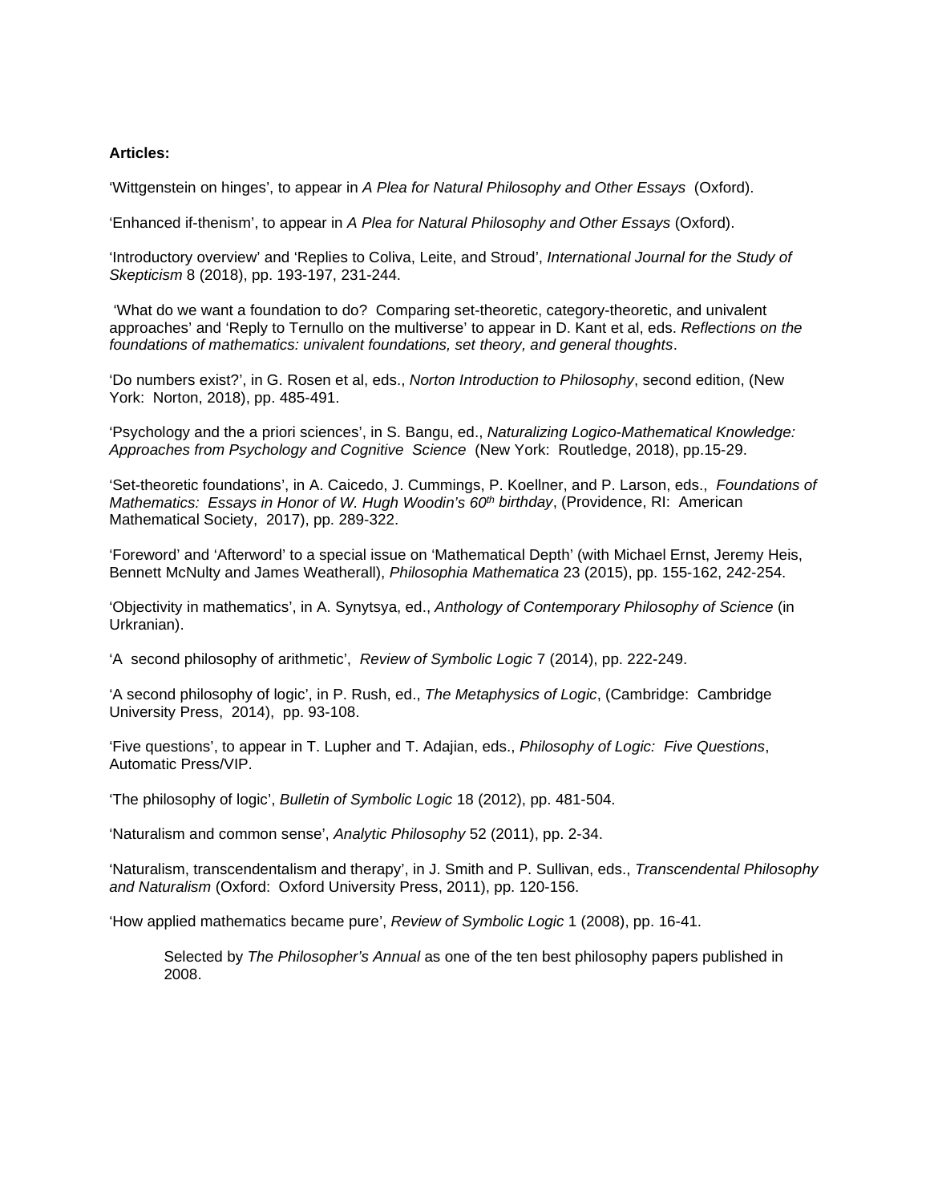**Articles:**

'Wittgenstein on hinges', to appear in *A Plea for Natural Philosophy and Other Essays* (Oxford).

'Enhanced if-thenism', to appear in *A Plea for Natural Philosophy and Other Essays* (Oxford).

'Introductory overview' and 'Replies to Coliva, Leite, and Stroud', *International Journal for the Study of Skepticism* 8 (2018), pp. 193-197, 231-244.

'What do we want a foundation to do? Comparing set-theoretic, category-theoretic, and univalent approaches' and 'Reply to Ternullo on the multiverse' to appear in D. Kant et al, eds. *Reflections on the foundations of mathematics: univalent foundations, set theory, and general thoughts*.

'Do numbers exist?', in G. Rosen et al, eds., *Norton Introduction to Philosophy*, second edition, (New York: Norton, 2018), pp. 485-491.

'Psychology and the a priori sciences', in S. Bangu, ed., *Naturalizing Logico-Mathematical Knowledge: Approaches from Psychology and Cognitive Science* (New York: Routledge, 2018), pp.15-29.

'Set-theoretic foundations', in A. Caicedo, J. Cummings, P. Koellner, and P. Larson, eds., *Foundations of Mathematics: Essays in Honor of W. Hugh Woodin's 60th birthday*, (Providence, RI: American Mathematical Society, 2017), pp. 289-322.

'Foreword' and 'Afterword' to a special issue on 'Mathematical Depth' (with Michael Ernst, Jeremy Heis, Bennett McNulty and James Weatherall), *Philosophia Mathematica* 23 (2015), pp. 155-162, 242-254.

'Objectivity in mathematics', in A. Synytsya, ed., *Anthology of Contemporary Philosophy of Science* (in Urkranian).

'A second philosophy of arithmetic', *Review of Symbolic Logic* 7 (2014), pp. 222-249.

'A second philosophy of logic', in P. Rush, ed., *The Metaphysics of Logic*, (Cambridge: Cambridge University Press, 2014), pp. 93-108.

'Five questions', to appear in T. Lupher and T. Adajian, eds., *Philosophy of Logic: Five Questions*, Automatic Press/VIP.

'The philosophy of logic', *Bulletin of Symbolic Logic* 18 (2012), pp. 481-504.

'Naturalism and common sense', *Analytic Philosophy* 52 (2011), pp. 2-34.

'Naturalism, transcendentalism and therapy', in J. Smith and P. Sullivan, eds., *Transcendental Philosophy and Naturalism* (Oxford: Oxford University Press, 2011), pp. 120-156.

'How applied mathematics became pure', *Review of Symbolic Logic* 1 (2008), pp. 16-41.

> Selected by *The Philosopher's Annual* as one of the ten best philosophy papers published in 2008.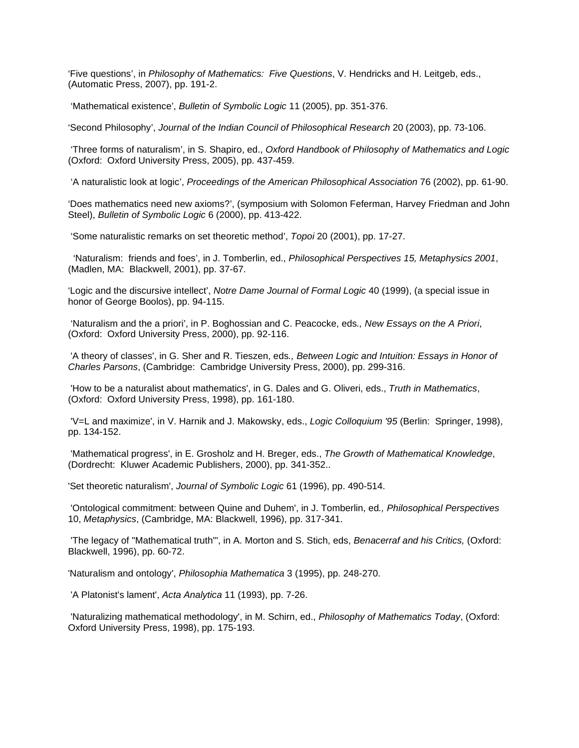'Five questions', in *Philosophy of Mathematics: Five Questions*, V. Hendricks and H. Leitgeb, eds., (Automatic Press, 2007), pp. 191-2.

'Mathematical existence', *Bulletin of Symbolic Logic* 11 (2005), pp. 351-376.

'Second Philosophy', *Journal of the Indian Council of Philosophical Research* 20 (2003), pp. 73-106.

'Three forms of naturalism', in S. Shapiro, ed., *Oxford Handbook of Philosophy of Mathematics and Logic* (Oxford: Oxford University Press, 2005), pp. 437-459.

'A naturalistic look at logic', *Proceedings of the American Philosophical Association* 76 (2002), pp. 61-90.

'Does mathematics need new axioms?', (symposium with Solomon Feferman, Harvey Friedman and John Steel), *Bulletin of Symbolic Logic* 6 (2000), pp. 413-422.

'Some naturalistic remarks on set theoretic method', *Topoi* 20 (2001), pp. 17-27.

'Naturalism: friends and foes', in J. Tomberlin, ed., *Philosophical Perspectives 15, Metaphysics 2001*, (Madlen, MA: Blackwell, 2001), pp. 37-67.

'Logic and the discursive intellect', *Notre Dame Journal of Formal Logic* 40 (1999), (a special issue in honor of George Boolos), pp. 94-115.

'Naturalism and the a priori', in P. Boghossian and C. Peacocke, eds*., New Essays on the A Priori*, (Oxford: Oxford University Press, 2000), pp. 92-116.

'A theory of classes', in G. Sher and R. Tieszen, eds*., Between Logic and Intuition: Essays in Honor of Charles Parsons*, (Cambridge: Cambridge University Press, 2000), pp. 299-316.

'How to be a naturalist about mathematics', in G. Dales and G. Oliveri, eds., *Truth in Mathematics*, (Oxford: Oxford University Press, 1998), pp. 161-180.

'V=L and maximize', in V. Harnik and J. Makowsky, eds., *Logic Colloquium '95* (Berlin: Springer, 1998), pp. 134-152.

'Mathematical progress', in E. Grosholz and H. Breger, eds., *The Growth of Mathematical Knowledge*, (Dordrecht: Kluwer Academic Publishers, 2000), pp. 341-352..

'Set theoretic naturalism', *Journal of Symbolic Logic* 61 (1996), pp. 490-514.

'Ontological commitment: between Quine and Duhem', in J. Tomberlin, ed*., Philosophical Perspectives* 10, *Metaphysics*, (Cambridge, MA: Blackwell, 1996), pp. 317-341.

'The legacy of "Mathematical truth"', in A. Morton and S. Stich, eds, *Benacerraf and his Critics,* (Oxford: Blackwell, 1996), pp. 60-72.

'Naturalism and ontology', *Philosophia Mathematica* 3 (1995), pp. 248-270.

'A Platonist's lament', *Acta Analytica* 11 (1993), pp. 7-26.

'Naturalizing mathematical methodology', in M. Schirn, ed., *Philosophy of Mathematics Today*, (Oxford: Oxford University Press, 1998), pp. 175-193.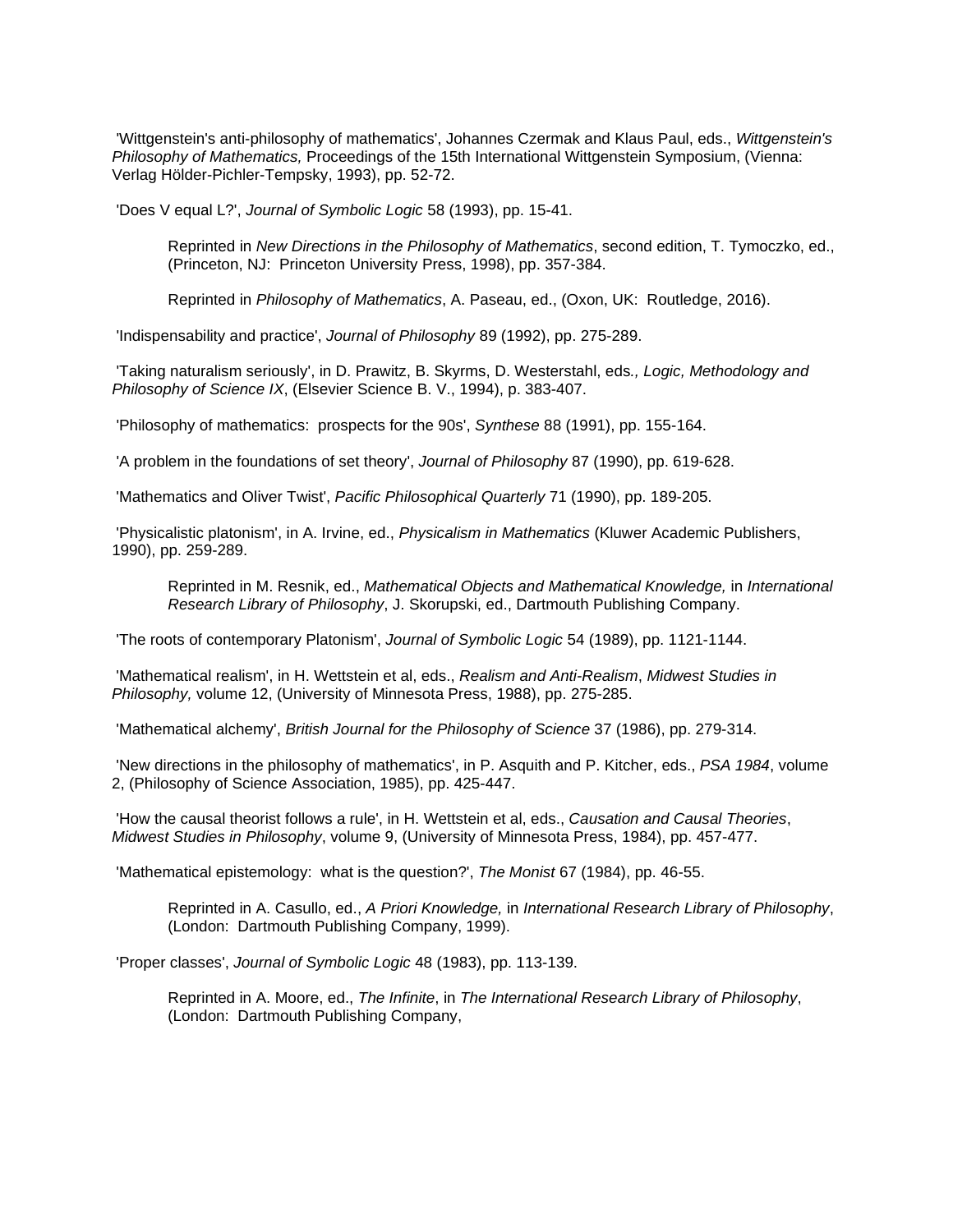'Wittgenstein's anti-philosophy of mathematics', Johannes Czermak and Klaus Paul, eds., *Wittgenstein's Philosophy of Mathematics,* Proceedings of the 15th International Wittgenstein Symposium, (Vienna: Verlag Hölder-Pichler-Tempsky, 1993), pp. 52-72.

'Does V equal L?', *Journal of Symbolic Logic* 58 (1993), pp. 15-41.

> Reprinted in *New Directions in the Philosophy of Mathematics*, second edition, T. Tymoczko, ed., (Princeton, NJ: Princeton University Press, 1998), pp. 357-384.
>
> Reprinted in *Philosophy of Mathematics*, A. Paseau, ed., (Oxon, UK: Routledge, 2016).

'Indispensability and practice', *Journal of Philosophy* 89 (1992), pp. 275-289.

'Taking naturalism seriously', in D. Prawitz, B. Skyrms, D. Westerstahl, eds*., Logic, Methodology and Philosophy of Science IX*, (Elsevier Science B. V., 1994), p. 383-407.

'Philosophy of mathematics: prospects for the 90s', *Synthese* 88 (1991), pp. 155-164.

'A problem in the foundations of set theory', *Journal of Philosophy* 87 (1990), pp. 619-628.

'Mathematics and Oliver Twist', *Pacific Philosophical Quarterly* 71 (1990), pp. 189-205.

'Physicalistic platonism', in A. Irvine, ed., *Physicalism in Mathematics* (Kluwer Academic Publishers, 1990), pp. 259-289.

> Reprinted in M. Resnik, ed., *Mathematical Objects and Mathematical Knowledge,* in *International Research Library of Philosophy*, J. Skorupski, ed., Dartmouth Publishing Company.

'The roots of contemporary Platonism', *Journal of Symbolic Logic* 54 (1989), pp. 1121-1144.

'Mathematical realism', in H. Wettstein et al, eds., *Realism and Anti-Realism*, *Midwest Studies in Philosophy,* volume 12, (University of Minnesota Press, 1988), pp. 275-285.

'Mathematical alchemy', *British Journal for the Philosophy of Science* 37 (1986), pp. 279-314.

'New directions in the philosophy of mathematics', in P. Asquith and P. Kitcher, eds., *PSA 1984*, volume 2, (Philosophy of Science Association, 1985), pp. 425-447.

'How the causal theorist follows a rule', in H. Wettstein et al, eds., *Causation and Causal Theories*, *Midwest Studies in Philosophy*, volume 9, (University of Minnesota Press, 1984), pp. 457-477.

'Mathematical epistemology: what is the question?', *The Monist* 67 (1984), pp. 46-55.

> Reprinted in A. Casullo, ed., *A Priori Knowledge,* in *International Research Library of Philosophy*, (London: Dartmouth Publishing Company, 1999).

'Proper classes', *Journal of Symbolic Logic* 48 (1983), pp. 113-139.

> Reprinted in A. Moore, ed., *The Infinite*, in *The International Research Library of Philosophy*, (London: Dartmouth Publishing Company,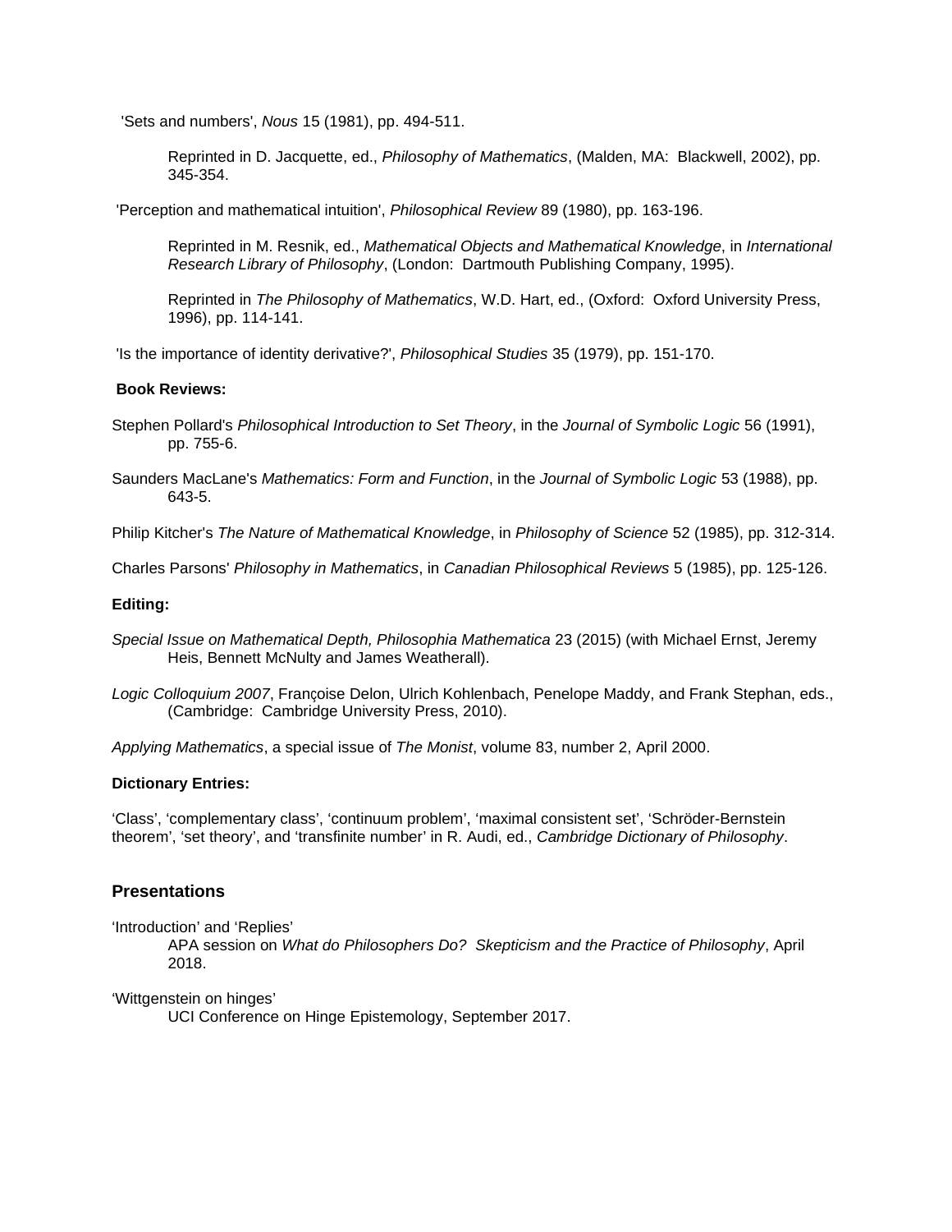'Sets and numbers', *Nous* 15 (1981), pp. 494-511.

> Reprinted in D. Jacquette, ed., *Philosophy of Mathematics*, (Malden, MA: Blackwell, 2002), pp. 345-354.

'Perception and mathematical intuition', *Philosophical Review* 89 (1980), pp. 163-196.

> Reprinted in M. Resnik, ed., *Mathematical Objects and Mathematical Knowledge*, in *International Research Library of Philosophy*, (London: Dartmouth Publishing Company, 1995).

> Reprinted in *The Philosophy of Mathematics*, W.D. Hart, ed., (Oxford: Oxford University Press, 1996), pp. 114-141.

'Is the importance of identity derivative?', *Philosophical Studies* 35 (1979), pp. 151-170.

**Book Reviews:**

Stephen Pollard's *Philosophical Introduction to Set Theory*, in the *Journal of Symbolic Logic* 56 (1991), pp. 755-6.

Saunders MacLane's *Mathematics: Form and Function*, in the *Journal of Symbolic Logic* 53 (1988), pp. 643-5.

Philip Kitcher's *The Nature of Mathematical Knowledge*, in *Philosophy of Science* 52 (1985), pp. 312-314.

Charles Parsons' *Philosophy in Mathematics*, in *Canadian Philosophical Reviews* 5 (1985), pp. 125-126.

**Editing:**

*Special Issue on Mathematical Depth, Philosophia Mathematica* 23 (2015) (with Michael Ernst, Jeremy Heis, Bennett McNulty and James Weatherall).

*Logic Colloquium 2007*, Françoise Delon, Ulrich Kohlenbach, Penelope Maddy, and Frank Stephan, eds., (Cambridge: Cambridge University Press, 2010).

*Applying Mathematics*, a special issue of *The Monist*, volume 83, number 2, April 2000.

**Dictionary Entries:**

'Class', 'complementary class', 'continuum problem', 'maximal consistent set', 'Schröder-Bernstein theorem', 'set theory', and 'transfinite number' in R. Audi, ed., *Cambridge Dictionary of Philosophy*.

## Presentations

'Introduction' and 'Replies'

> APA session on *What do Philosophers Do? Skepticism and the Practice of Philosophy*, April 2018.

'Wittgenstein on hinges'

> UCI Conference on Hinge Epistemology, September 2017.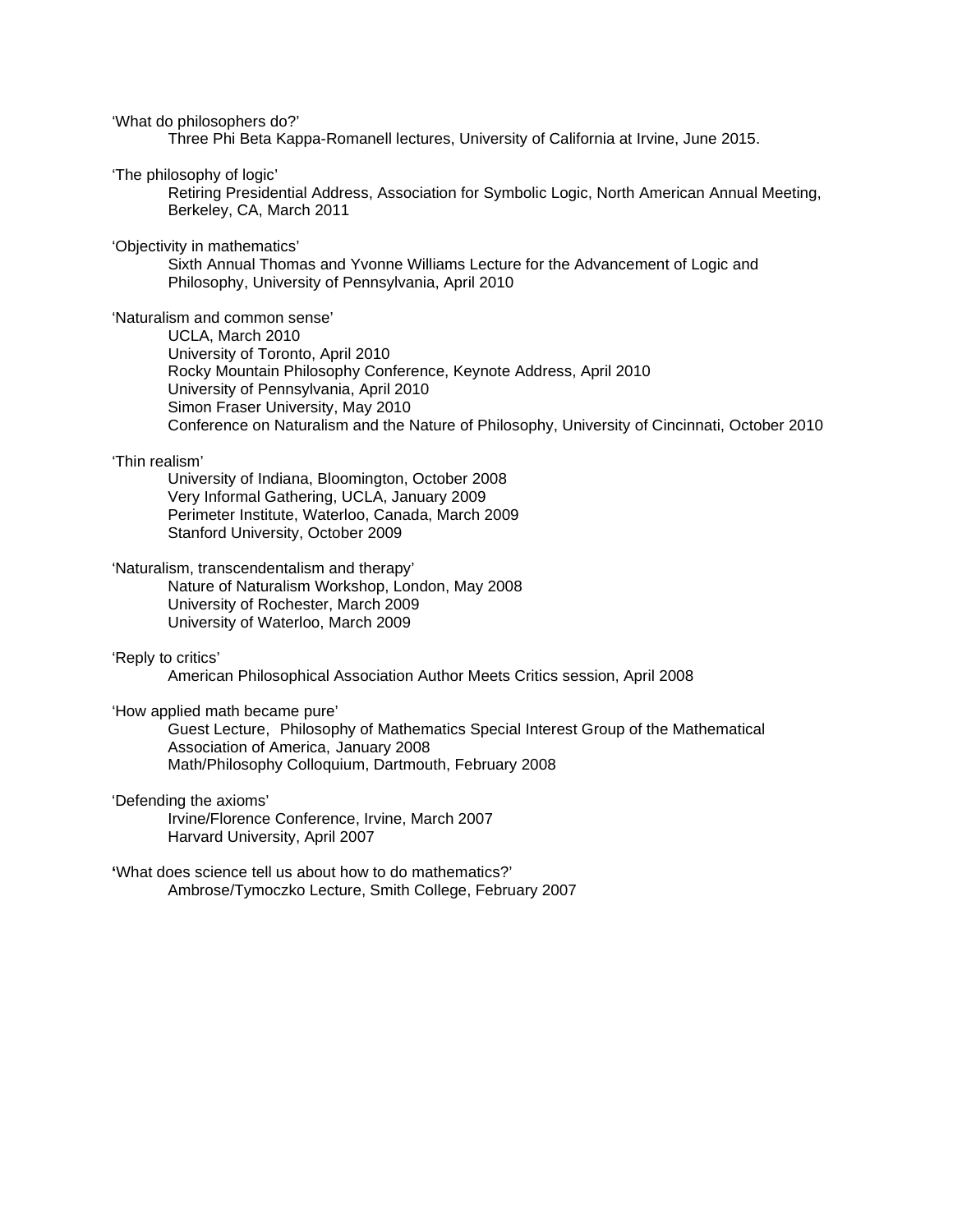‘What do philosophers do?’

Three Phi Beta Kappa-Romanell lectures, University of California at Irvine, June 2015.

‘The philosophy of logic’

Retiring Presidential Address, Association for Symbolic Logic, North American Annual Meeting, Berkeley, CA, March 2011

‘Objectivity in mathematics’

Sixth Annual Thomas and Yvonne Williams Lecture for the Advancement of Logic and Philosophy, University of Pennsylvania, April 2010

‘Naturalism and common sense’

UCLA, March 2010
University of Toronto, April 2010
Rocky Mountain Philosophy Conference, Keynote Address, April 2010
University of Pennsylvania, April 2010
Simon Fraser University, May 2010
Conference on Naturalism and the Nature of Philosophy, University of Cincinnati, October 2010

‘Thin realism’

University of Indiana, Bloomington, October 2008
Very Informal Gathering, UCLA, January 2009
Perimeter Institute, Waterloo, Canada, March 2009
Stanford University, October 2009

‘Naturalism, transcendentalism and therapy’

Nature of Naturalism Workshop, London, May 2008
University of Rochester, March 2009
University of Waterloo, March 2009

‘Reply to critics’

American Philosophical Association Author Meets Critics session, April 2008

‘How applied math became pure’

Guest Lecture, Philosophy of Mathematics Special Interest Group of the Mathematical Association of America, January 2008
Math/Philosophy Colloquium, Dartmouth, February 2008

‘Defending the axioms’

Irvine/Florence Conference, Irvine, March 2007
Harvard University, April 2007

‘What does science tell us about how to do mathematics?’

Ambrose/Tymoczko Lecture, Smith College, February 2007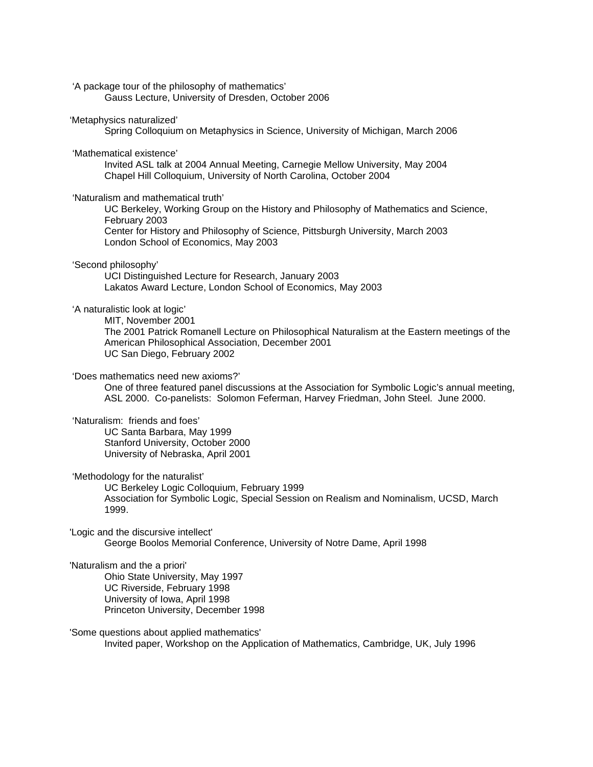'A package tour of the philosophy of mathematics'
  Gauss Lecture, University of Dresden, October 2006

'Metaphysics naturalized'
  Spring Colloquium on Metaphysics in Science, University of Michigan, March 2006

'Mathematical existence'
  Invited ASL talk at 2004 Annual Meeting, Carnegie Mellow University, May 2004
  Chapel Hill Colloquium, University of North Carolina, October 2004

'Naturalism and mathematical truth'
  UC Berkeley, Working Group on the History and Philosophy of Mathematics and Science, February 2003
  Center for History and Philosophy of Science, Pittsburgh University, March 2003
  London School of Economics, May 2003

'Second philosophy'
  UCI Distinguished Lecture for Research, January 2003
  Lakatos Award Lecture, London School of Economics, May 2003

'A naturalistic look at logic'
  MIT, November 2001
  The 2001 Patrick Romanell Lecture on Philosophical Naturalism at the Eastern meetings of the American Philosophical Association, December 2001
  UC San Diego, February 2002

'Does mathematics need new axioms?'
  One of three featured panel discussions at the Association for Symbolic Logic's annual meeting, ASL 2000. Co-panelists: Solomon Feferman, Harvey Friedman, John Steel. June 2000.

'Naturalism: friends and foes'
  UC Santa Barbara, May 1999
  Stanford University, October 2000
  University of Nebraska, April 2001

'Methodology for the naturalist'
  UC Berkeley Logic Colloquium, February 1999
  Association for Symbolic Logic, Special Session on Realism and Nominalism, UCSD, March 1999.

'Logic and the discursive intellect'
  George Boolos Memorial Conference, University of Notre Dame, April 1998

'Naturalism and the a priori'
  Ohio State University, May 1997
  UC Riverside, February 1998
  University of Iowa, April 1998
  Princeton University, December 1998

'Some questions about applied mathematics'
  Invited paper, Workshop on the Application of Mathematics, Cambridge, UK, July 1996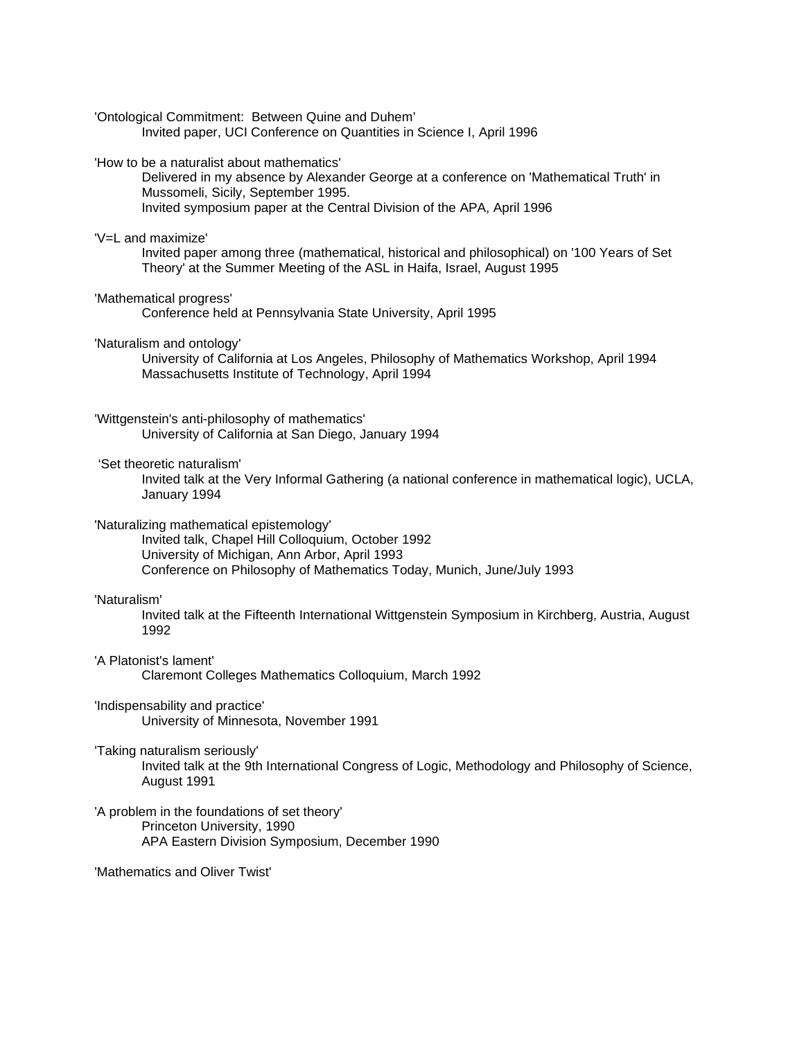'Ontological Commitment: Between Quine and Duhem'
Invited paper, UCI Conference on Quantities in Science I, April 1996

'How to be a naturalist about mathematics'
Delivered in my absence by Alexander George at a conference on 'Mathematical Truth' in Mussomeli, Sicily, September 1995.
Invited symposium paper at the Central Division of the APA, April 1996

'V=L and maximize'
Invited paper among three (mathematical, historical and philosophical) on '100 Years of Set Theory' at the Summer Meeting of the ASL in Haifa, Israel, August 1995

'Mathematical progress'
Conference held at Pennsylvania State University, April 1995

'Naturalism and ontology'
University of California at Los Angeles, Philosophy of Mathematics Workshop, April 1994
Massachusetts Institute of Technology, April 1994

'Wittgenstein's anti-philosophy of mathematics'
University of California at San Diego, January 1994

'Set theoretic naturalism'
Invited talk at the Very Informal Gathering (a national conference in mathematical logic), UCLA, January 1994

'Naturalizing mathematical epistemology'
Invited talk, Chapel Hill Colloquium, October 1992
University of Michigan, Ann Arbor, April 1993
Conference on Philosophy of Mathematics Today, Munich, June/July 1993

'Naturalism'
Invited talk at the Fifteenth International Wittgenstein Symposium in Kirchberg, Austria, August 1992

'A Platonist's lament'
Claremont Colleges Mathematics Colloquium, March 1992

'Indispensability and practice'
University of Minnesota, November 1991

'Taking naturalism seriously'
Invited talk at the 9th International Congress of Logic, Methodology and Philosophy of Science, August 1991

'A problem in the foundations of set theory'
Princeton University, 1990
APA Eastern Division Symposium, December 1990

'Mathematics and Oliver Twist'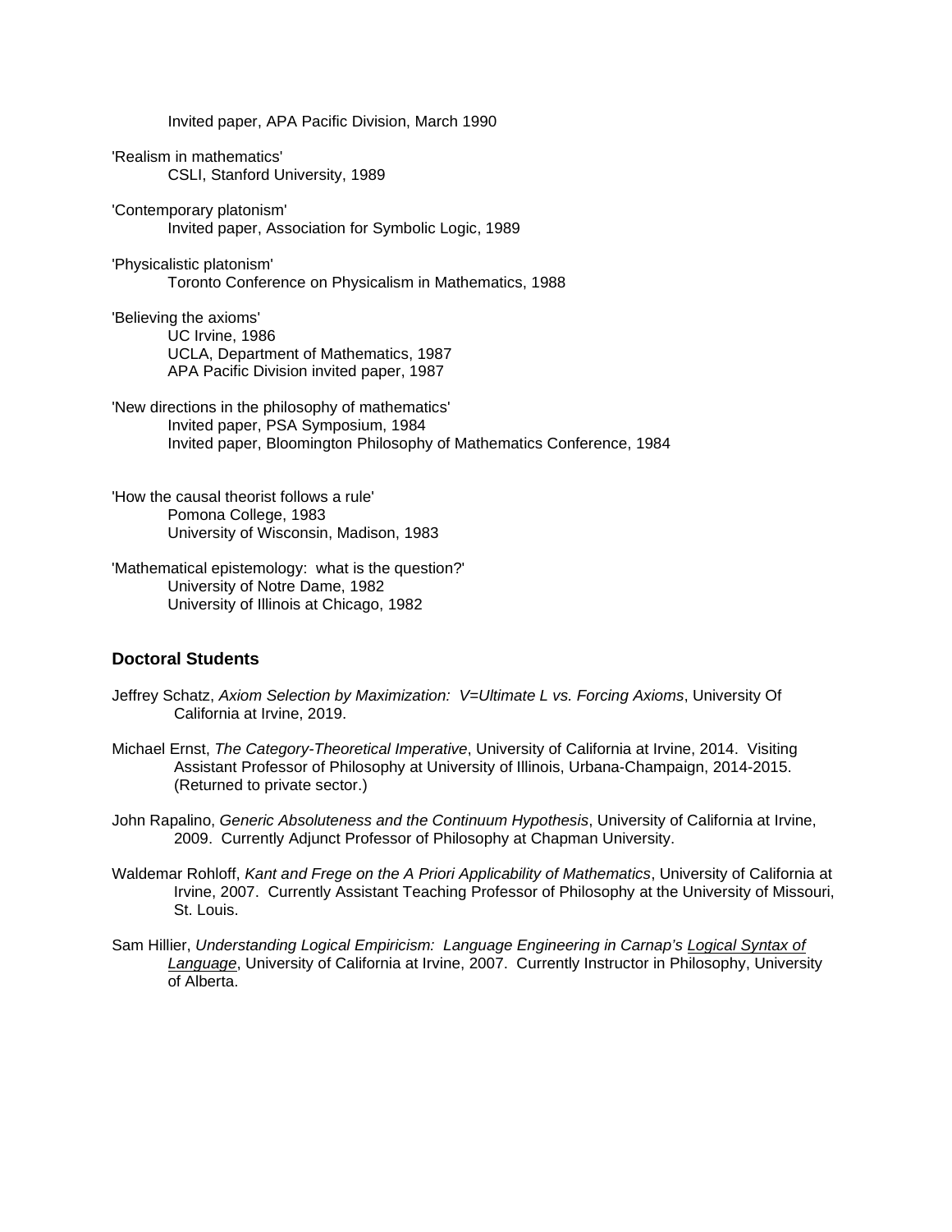Invited paper, APA Pacific Division, March 1990

'Realism in mathematics'
CSLI, Stanford University, 1989

'Contemporary platonism'
Invited paper, Association for Symbolic Logic, 1989

'Physicalistic platonism'
Toronto Conference on Physicalism in Mathematics, 1988

'Believing the axioms'
UC Irvine, 1986
UCLA, Department of Mathematics, 1987
APA Pacific Division invited paper, 1987

'New directions in the philosophy of mathematics'
Invited paper, PSA Symposium, 1984
Invited paper, Bloomington Philosophy of Mathematics Conference, 1984

'How the causal theorist follows a rule'
Pomona College, 1983
University of Wisconsin, Madison, 1983

'Mathematical epistemology: what is the question?'
University of Notre Dame, 1982
University of Illinois at Chicago, 1982

### Doctoral Students

Jeffrey Schatz, *Axiom Selection by Maximization: V=Ultimate L vs. Forcing Axioms*, University Of California at Irvine, 2019.

Michael Ernst, *The Category-Theoretical Imperative*, University of California at Irvine, 2014. Visiting Assistant Professor of Philosophy at University of Illinois, Urbana-Champaign, 2014-2015. (Returned to private sector.)

John Rapalino, *Generic Absoluteness and the Continuum Hypothesis*, University of California at Irvine, 2009. Currently Adjunct Professor of Philosophy at Chapman University.

Waldemar Rohloff, *Kant and Frege on the A Priori Applicability of Mathematics*, University of California at Irvine, 2007. Currently Assistant Teaching Professor of Philosophy at the University of Missouri, St. Louis.

Sam Hillier, *Understanding Logical Empiricism: Language Engineering in Carnap's Logical Syntax of Language*, University of California at Irvine, 2007. Currently Instructor in Philosophy, University of Alberta.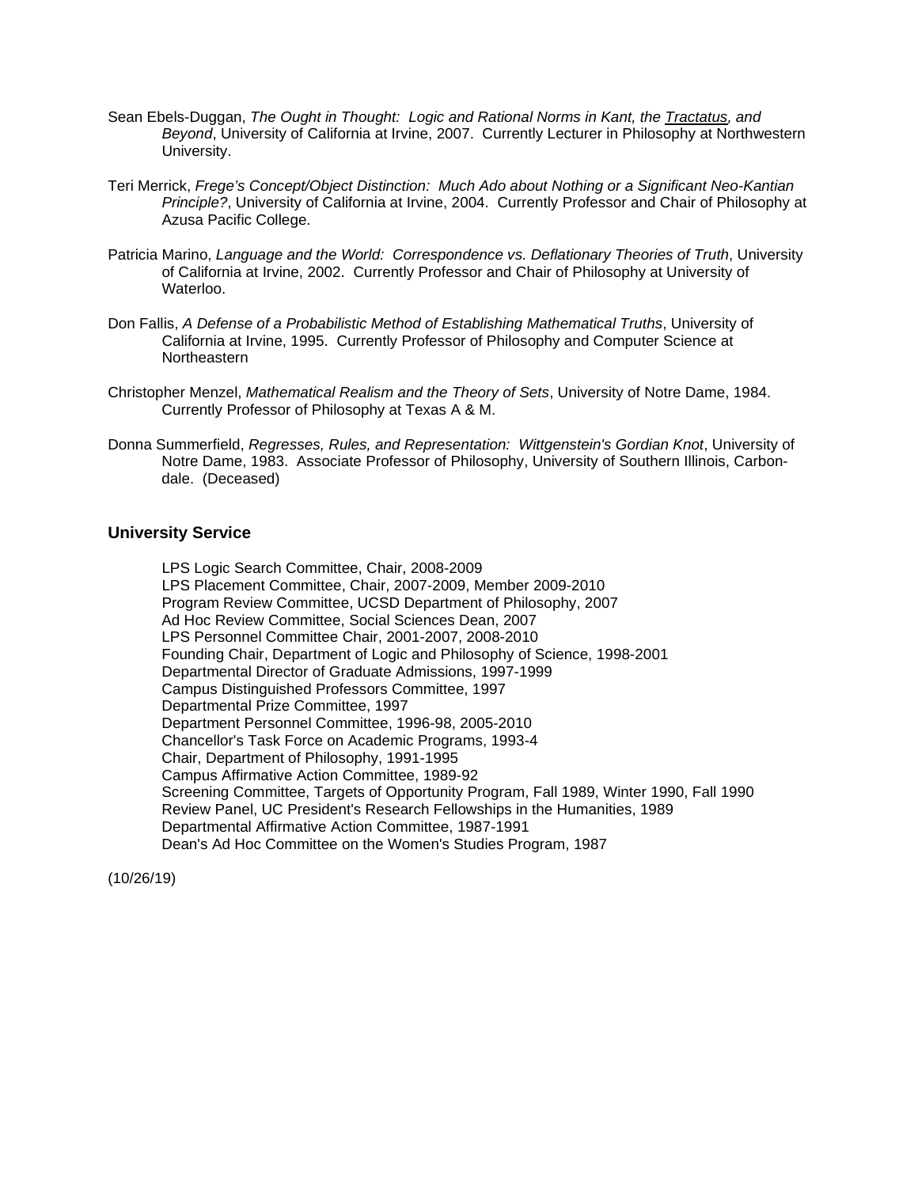Sean Ebels-Duggan, *The Ought in Thought: Logic and Rational Norms in Kant, the Tractatus, and Beyond*, University of California at Irvine, 2007. Currently Lecturer in Philosophy at Northwestern University.

Teri Merrick, *Frege's Concept/Object Distinction: Much Ado about Nothing or a Significant Neo-Kantian Principle?*, University of California at Irvine, 2004. Currently Professor and Chair of Philosophy at Azusa Pacific College.

Patricia Marino, *Language and the World: Correspondence vs. Deflationary Theories of Truth*, University of California at Irvine, 2002. Currently Professor and Chair of Philosophy at University of Waterloo.

Don Fallis, *A Defense of a Probabilistic Method of Establishing Mathematical Truths*, University of California at Irvine, 1995. Currently Professor of Philosophy and Computer Science at Northeastern

Christopher Menzel, *Mathematical Realism and the Theory of Sets*, University of Notre Dame, 1984. Currently Professor of Philosophy at Texas A & M.

Donna Summerfield, *Regresses, Rules, and Representation: Wittgenstein's Gordian Knot*, University of Notre Dame, 1983. Associate Professor of Philosophy, University of Southern Illinois, Carbondale. (Deceased)

## University Service

LPS Logic Search Committee, Chair, 2008-2009
LPS Placement Committee, Chair, 2007-2009, Member 2009-2010
Program Review Committee, UCSD Department of Philosophy, 2007
Ad Hoc Review Committee, Social Sciences Dean, 2007
LPS Personnel Committee Chair, 2001-2007, 2008-2010
Founding Chair, Department of Logic and Philosophy of Science, 1998-2001
Departmental Director of Graduate Admissions, 1997-1999
Campus Distinguished Professors Committee, 1997
Departmental Prize Committee, 1997
Department Personnel Committee, 1996-98, 2005-2010
Chancellor's Task Force on Academic Programs, 1993-4
Chair, Department of Philosophy, 1991-1995
Campus Affirmative Action Committee, 1989-92
Screening Committee, Targets of Opportunity Program, Fall 1989, Winter 1990, Fall 1990
Review Panel, UC President's Research Fellowships in the Humanities, 1989
Departmental Affirmative Action Committee, 1987-1991
Dean's Ad Hoc Committee on the Women's Studies Program, 1987

(10/26/19)